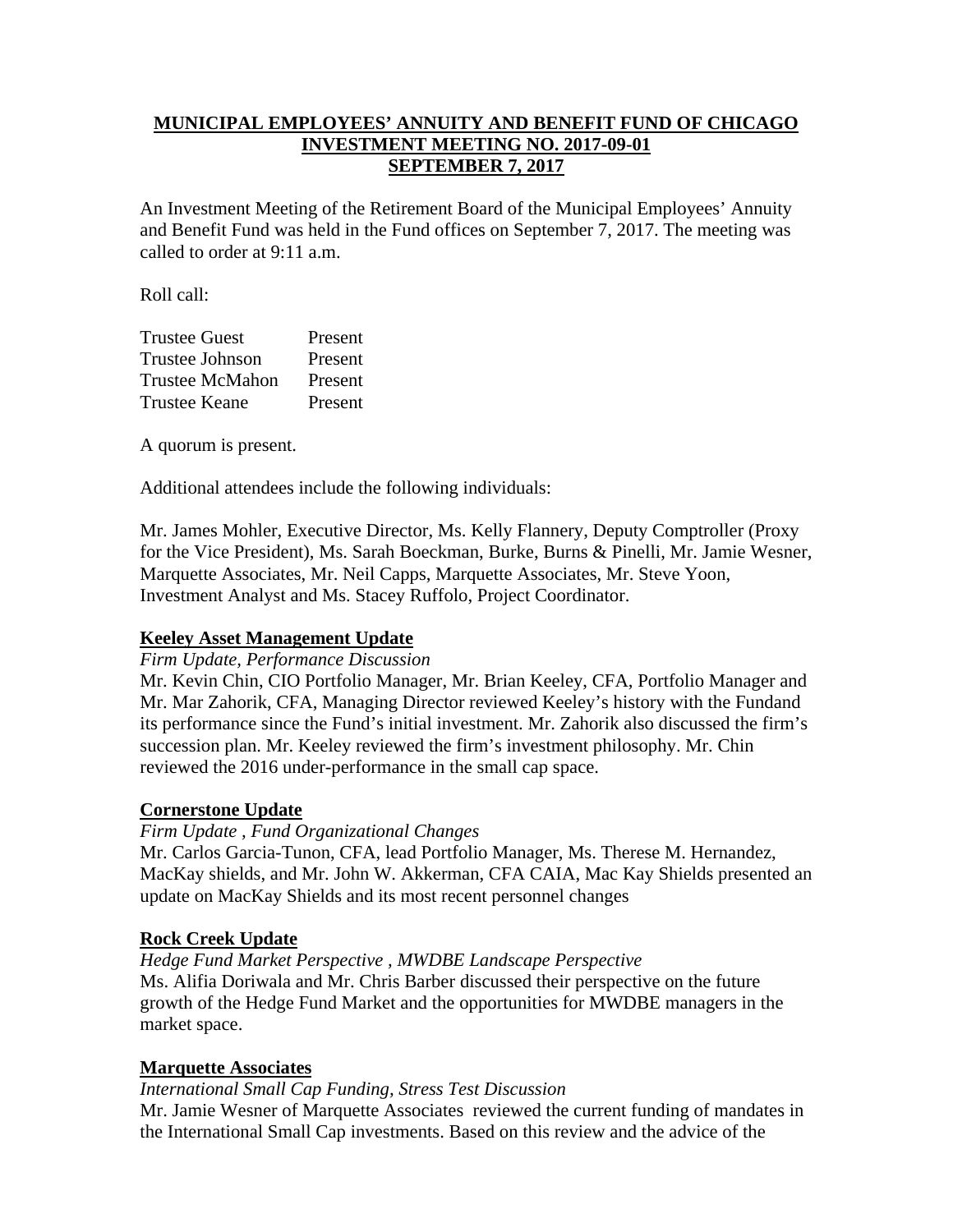**MUNICIPAL EMPLOYEES' ANNUITY AND BENEFIT FUND OF CHICAGO**
**INVESTMENT MEETING NO. 2017-09-01**
**SEPTEMBER 7, 2017**

An Investment Meeting of the Retirement Board of the Municipal Employees' Annuity and Benefit Fund was held in the Fund offices on September 7, 2017. The meeting was called to order at 9:11 a.m.

Roll call:

| | |
|---|---|
| Trustee Guest | Present |
| Trustee Johnson | Present |
| Trustee McMahon | Present |
| Trustee Keane | Present |

A quorum is present.

Additional attendees include the following individuals:

Mr. James Mohler, Executive Director, Ms. Kelly Flannery, Deputy Comptroller (Proxy for the Vice President), Ms. Sarah Boeckman, Burke, Burns & Pinelli, Mr. Jamie Wesner, Marquette Associates, Mr. Neil Capps, Marquette Associates, Mr. Steve Yoon, Investment Analyst and Ms. Stacey Ruffolo, Project Coordinator.

**Keeley Asset Management Update**

*Firm Update, Performance Discussion*

Mr. Kevin Chin, CIO Portfolio Manager, Mr. Brian Keeley, CFA, Portfolio Manager and Mr. Mar Zahorik, CFA, Managing Director reviewed Keeley's history with the Fundand its performance since the Fund's initial investment. Mr. Zahorik also discussed the firm's succession plan. Mr. Keeley reviewed the firm's investment philosophy. Mr. Chin reviewed the 2016 under-performance in the small cap space.

**Cornerstone Update**

*Firm Update , Fund Organizational Changes*

Mr. Carlos Garcia-Tunon, CFA, lead Portfolio Manager, Ms. Therese M. Hernandez, MacKay shields, and Mr. John W. Akkerman, CFA CAIA, Mac Kay Shields presented an update on MacKay Shields and its most recent personnel changes

**Rock Creek Update**

*Hedge Fund Market Perspective , MWDBE Landscape Perspective*

Ms. Alifia Doriwala and Mr. Chris Barber discussed their perspective on the future growth of the Hedge Fund Market and the opportunities for MWDBE managers in the market space.

**Marquette Associates**

*International Small Cap Funding, Stress Test Discussion*

Mr. Jamie Wesner of Marquette Associates reviewed the current funding of mandates in the International Small Cap investments. Based on this review and the advice of the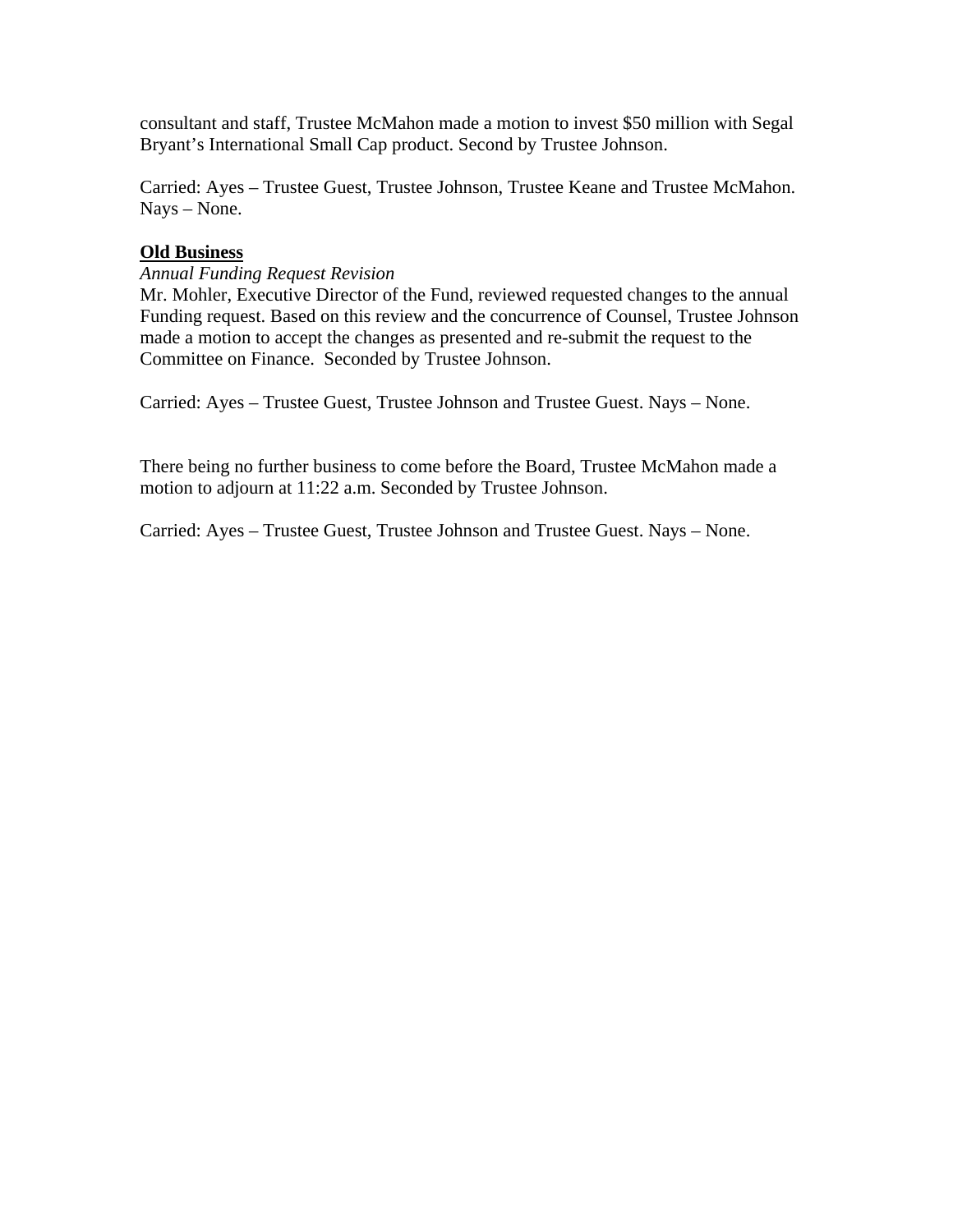consultant and staff, Trustee McMahon made a motion to invest $50 million with Segal Bryant's International Small Cap product. Second by Trustee Johnson.

Carried: Ayes – Trustee Guest, Trustee Johnson, Trustee Keane and Trustee McMahon. Nays – None.

**Old Business**

*Annual Funding Request Revision*

Mr. Mohler, Executive Director of the Fund, reviewed requested changes to the annual Funding request. Based on this review and the concurrence of Counsel, Trustee Johnson made a motion to accept the changes as presented and re-submit the request to the Committee on Finance. Seconded by Trustee Johnson.

Carried: Ayes – Trustee Guest, Trustee Johnson and Trustee Guest. Nays – None.

There being no further business to come before the Board, Trustee McMahon made a motion to adjourn at 11:22 a.m. Seconded by Trustee Johnson.

Carried: Ayes – Trustee Guest, Trustee Johnson and Trustee Guest. Nays – None.